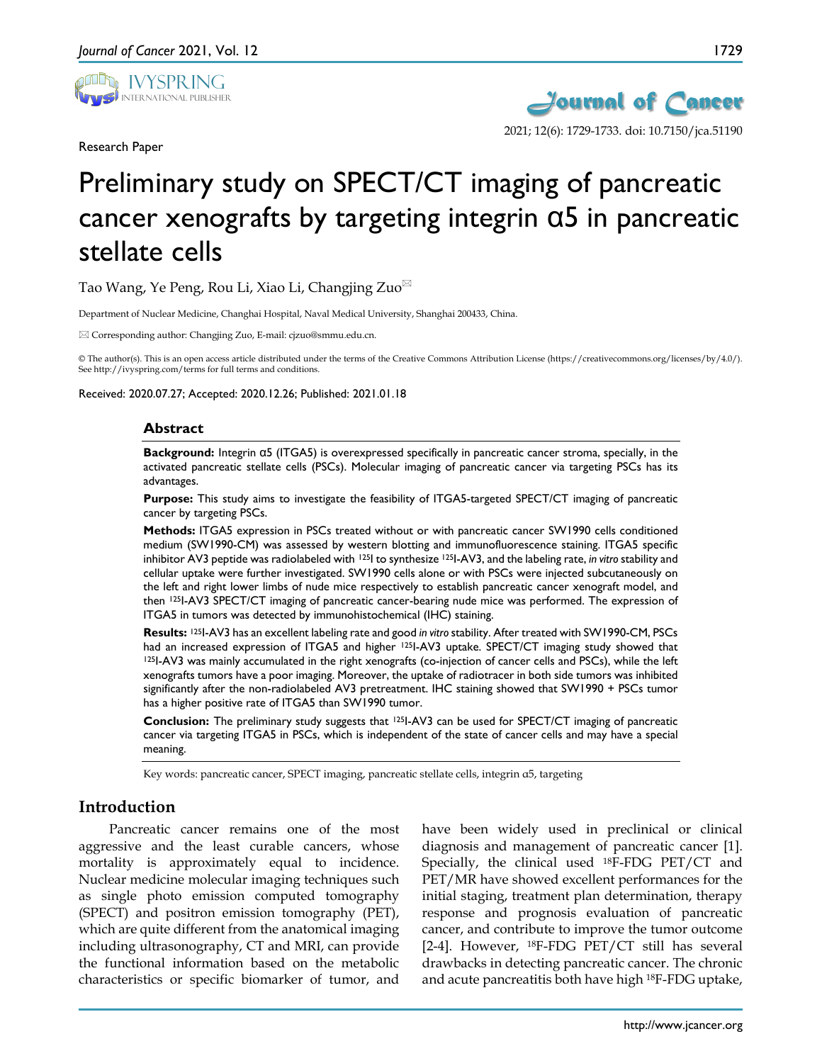Research Paper

# Preliminary study on SPECT/CT imaging of pancreatic cancer xenografts by targeting integrin α5 in pancreatic stellate cells

Tao Wang, Ye Peng, Rou Li, Xiao Li, Changjing Zuo✉

Department of Nuclear Medicine, Changhai Hospital, Naval Medical University, Shanghai 200433, China.

✉ Corresponding author: Changjing Zuo, E-mail: cjzuo@smmu.edu.cn.

© The author(s). This is an open access article distributed under the terms of the Creative Commons Attribution License (https://creativecommons.org/licenses/by/4.0/). See http://ivyspring.com/terms for full terms and conditions.

Received: 2020.07.27; Accepted: 2020.12.26; Published: 2021.01.18

## Abstract

**Background:** Integrin α5 (ITGA5) is overexpressed specifically in pancreatic cancer stroma, specially, in the activated pancreatic stellate cells (PSCs). Molecular imaging of pancreatic cancer via targeting PSCs has its advantages.

**Purpose:** This study aims to investigate the feasibility of ITGA5-targeted SPECT/CT imaging of pancreatic cancer by targeting PSCs.

**Methods:** ITGA5 expression in PSCs treated without or with pancreatic cancer SW1990 cells conditioned medium (SW1990-CM) was assessed by western blotting and immunofluorescence staining. ITGA5 specific inhibitor AV3 peptide was radiolabeled with $^{125}I$ to synthesize $^{125}I$-AV3, and the labeling rate, *in vitro* stability and cellular uptake were further investigated. SW1990 cells alone or with PSCs were injected subcutaneously on the left and right lower limbs of nude mice respectively to establish pancreatic cancer xenograft model, and then $^{125}I$-AV3 SPECT/CT imaging of pancreatic cancer-bearing nude mice was performed. The expression of ITGA5 in tumors was detected by immunohistochemical (IHC) staining.

**Results:** $^{125}I$-AV3 has an excellent labeling rate and good *in vitro* stability. After treated with SW1990-CM, PSCs had an increased expression of ITGA5 and higher $^{125}I$-AV3 uptake. SPECT/CT imaging study showed that $^{125}I$-AV3 was mainly accumulated in the right xenografts (co-injection of cancer cells and PSCs), while the left xenografts tumors have a poor imaging. Moreover, the uptake of radiotracer in both side tumors was inhibited significantly after the non-radiolabeled AV3 pretreatment. IHC staining showed that SW1990 + PSCs tumor has a higher positive rate of ITGA5 than SW1990 tumor.

**Conclusion:** The preliminary study suggests that $^{125}I$-AV3 can be used for SPECT/CT imaging of pancreatic cancer via targeting ITGA5 in PSCs, which is independent of the state of cancer cells and may have a special meaning.

Key words: pancreatic cancer, SPECT imaging, pancreatic stellate cells, integrin α5, targeting

## Introduction

Pancreatic cancer remains one of the most aggressive and the least curable cancers, whose mortality is approximately equal to incidence. Nuclear medicine molecular imaging techniques such as single photo emission computed tomography (SPECT) and positron emission tomography (PET), which are quite different from the anatomical imaging including ultrasonography, CT and MRI, can provide the functional information based on the metabolic characteristics or specific biomarker of tumor, and have been widely used in preclinical or clinical diagnosis and management of pancreatic cancer [1]. Specially, the clinical used $^{18}F$-FDG PET/CT and PET/MR have showed excellent performances for the initial staging, treatment plan determination, therapy response and prognosis evaluation of pancreatic cancer, and contribute to improve the tumor outcome [2-4]. However, $^{18}F$-FDG PET/CT still has several drawbacks in detecting pancreatic cancer. The chronic and acute pancreatitis both have high $^{18}F$-FDG uptake,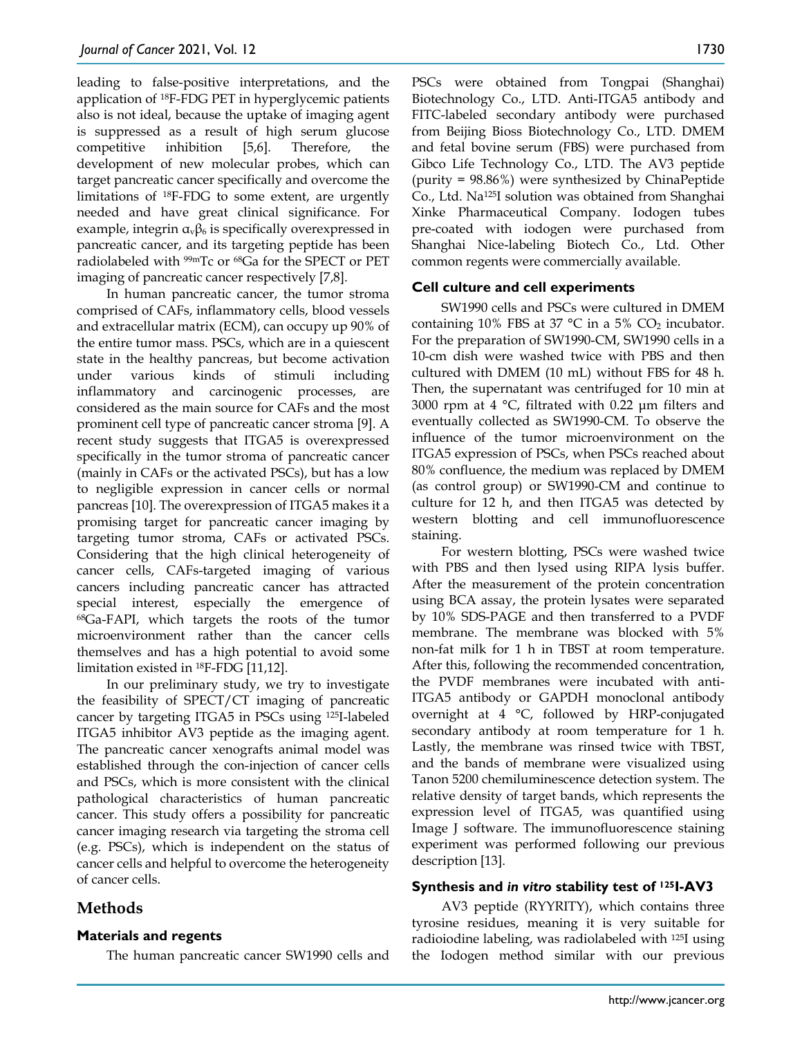leading to false-positive interpretations, and the application of $^{18}$F-FDG PET in hyperglycemic patients also is not ideal, because the uptake of imaging agent is suppressed as a result of high serum glucose competitive inhibition [5,6]. Therefore, the development of new molecular probes, which can target pancreatic cancer specifically and overcome the limitations of $^{18}$F-FDG to some extent, are urgently needed and have great clinical significance. For example, integrin $\alpha_v\beta_6$ is specifically overexpressed in pancreatic cancer, and its targeting peptide has been radiolabeled with $^{99m}$Tc or $^{68}$Ga for the SPECT or PET imaging of pancreatic cancer respectively [7,8].

In human pancreatic cancer, the tumor stroma comprised of CAFs, inflammatory cells, blood vessels and extracellular matrix (ECM), can occupy up 90% of the entire tumor mass. PSCs, which are in a quiescent state in the healthy pancreas, but become activation under various kinds of stimuli including inflammatory and carcinogenic processes, are considered as the main source for CAFs and the most prominent cell type of pancreatic cancer stroma [9]. A recent study suggests that ITGA5 is overexpressed specifically in the tumor stroma of pancreatic cancer (mainly in CAFs or the activated PSCs), but has a low to negligible expression in cancer cells or normal pancreas [10]. The overexpression of ITGA5 makes it a promising target for pancreatic cancer imaging by targeting tumor stroma, CAFs or activated PSCs. Considering that the high clinical heterogeneity of cancer cells, CAFs-targeted imaging of various cancers including pancreatic cancer has attracted special interest, especially the emergence of $^{68}$Ga-FAPI, which targets the roots of the tumor microenvironment rather than the cancer cells themselves and has a high potential to avoid some limitation existed in $^{18}$F-FDG [11,12].

In our preliminary study, we try to investigate the feasibility of SPECT/CT imaging of pancreatic cancer by targeting ITGA5 in PSCs using $^{125}$I-labeled ITGA5 inhibitor AV3 peptide as the imaging agent. The pancreatic cancer xenografts animal model was established through the con-injection of cancer cells and PSCs, which is more consistent with the clinical pathological characteristics of human pancreatic cancer. This study offers a possibility for pancreatic cancer imaging research via targeting the stroma cell (e.g. PSCs), which is independent on the status of cancer cells and helpful to overcome the heterogeneity of cancer cells.

## Methods

### Materials and regents

The human pancreatic cancer SW1990 cells and PSCs were obtained from Tongpai (Shanghai) Biotechnology Co., LTD. Anti-ITGA5 antibody and FITC-labeled secondary antibody were purchased from Beijing Bioss Biotechnology Co., LTD. DMEM and fetal bovine serum (FBS) were purchased from Gibco Life Technology Co., LTD. The AV3 peptide (purity = 98.86%) were synthesized by ChinaPeptide Co., Ltd. Na$^{125}$I solution was obtained from Shanghai Xinke Pharmaceutical Company. Iodogen tubes pre-coated with iodogen were purchased from Shanghai Nice-labeling Biotech Co., Ltd. Other common regents were commercially available.

### Cell culture and cell experiments

SW1990 cells and PSCs were cultured in DMEM containing 10% FBS at 37 °C in a 5% $CO_2$ incubator. For the preparation of SW1990-CM, SW1990 cells in a 10-cm dish were washed twice with PBS and then cultured with DMEM (10 mL) without FBS for 48 h. Then, the supernatant was centrifuged for 10 min at 3000 rpm at 4 °C, filtrated with 0.22 μm filters and eventually collected as SW1990-CM. To observe the influence of the tumor microenvironment on the ITGA5 expression of PSCs, when PSCs reached about 80% confluence, the medium was replaced by DMEM (as control group) or SW1990-CM and continue to culture for 12 h, and then ITGA5 was detected by western blotting and cell immunofluorescence staining.

For western blotting, PSCs were washed twice with PBS and then lysed using RIPA lysis buffer. After the measurement of the protein concentration using BCA assay, the protein lysates were separated by 10% SDS-PAGE and then transferred to a PVDF membrane. The membrane was blocked with 5% non-fat milk for 1 h in TBST at room temperature. After this, following the recommended concentration, the PVDF membranes were incubated with anti-ITGA5 antibody or GAPDH monoclonal antibody overnight at 4 °C, followed by HRP-conjugated secondary antibody at room temperature for 1 h. Lastly, the membrane was rinsed twice with TBST, and the bands of membrane were visualized using Tanon 5200 chemiluminescence detection system. The relative density of target bands, which represents the expression level of ITGA5, was quantified using Image J software. The immunofluorescence staining experiment was performed following our previous description [13].

### Synthesis and *in vitro* stability test of $^{125}$I-AV3

AV3 peptide (RYYRITY), which contains three tyrosine residues, meaning it is very suitable for radioiodine labeling, was radiolabeled with $^{125}$I using the Iodogen method similar with our previous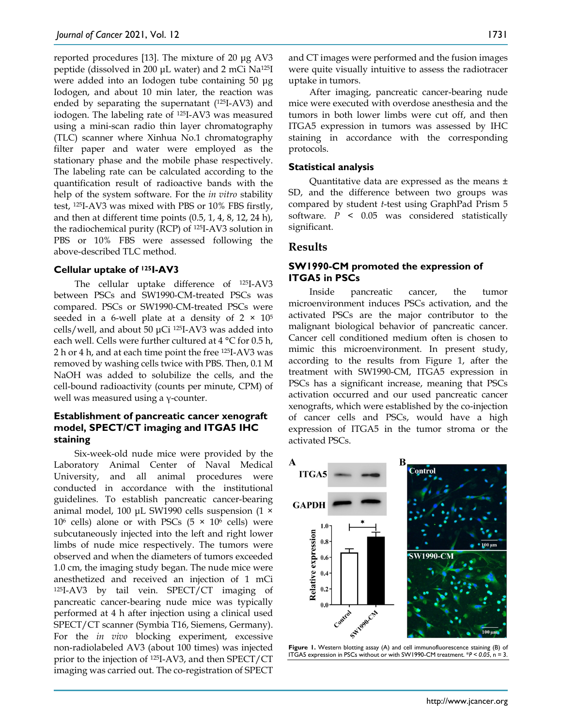reported procedures [13]. The mixture of 20 μg AV3 peptide (dissolved in 200 μL water) and 2 mCi Na$^{125}$I were added into an Iodogen tube containing 50 μg Iodogen, and about 10 min later, the reaction was ended by separating the supernatant ($^{125}$I-AV3) and iodogen. The labeling rate of $^{125}$I-AV3 was measured using a mini-scan radio thin layer chromatography (TLC) scanner where Xinhua No.1 chromatography filter paper and water were employed as the stationary phase and the mobile phase respectively. The labeling rate can be calculated according to the quantification result of radioactive bands with the help of the system software. For the *in vitro* stability test, $^{125}$I-AV3 was mixed with PBS or 10% FBS firstly, and then at different time points (0.5, 1, 4, 8, 12, 24 h), the radiochemical purity (RCP) of $^{125}$I-AV3 solution in PBS or 10% FBS were assessed following the above-described TLC method.

### Cellular uptake of $^{125}$I-AV3

The cellular uptake difference of $^{125}$I-AV3 between PSCs and SW1990-CM-treated PSCs was compared. PSCs or SW1990-CM-treated PSCs were seeded in a 6-well plate at a density of $2 \times 10^5$ cells/well, and about 50 μCi $^{125}$I-AV3 was added into each well. Cells were further cultured at 4 °C for 0.5 h, 2 h or 4 h, and at each time point the free $^{125}$I-AV3 was removed by washing cells twice with PBS. Then, 0.1 M NaOH was added to solubilize the cells, and the cell-bound radioactivity (counts per minute, CPM) of well was measured using a γ-counter.

### Establishment of pancreatic cancer xenograft model, SPECT/CT imaging and ITGA5 IHC staining

Six-week-old nude mice were provided by the Laboratory Animal Center of Naval Medical University, and all animal procedures were conducted in accordance with the institutional guidelines. To establish pancreatic cancer-bearing animal model, 100 μL SW1990 cells suspension ($1 \times 10^6$ cells) alone or with PSCs ($5 \times 10^6$ cells) were subcutaneously injected into the left and right lower limbs of nude mice respectively. The tumors were observed and when the diameters of tumors exceeded 1.0 cm, the imaging study began. The nude mice were anesthetized and received an injection of 1 mCi $^{125}$I-AV3 by tail vein. SPECT/CT imaging of pancreatic cancer-bearing nude mice was typically performed at 4 h after injection using a clinical used SPECT/CT scanner (Symbia T16, Siemens, Germany). For the *in vivo* blocking experiment, excessive non-radiolabeled AV3 (about 100 times) was injected prior to the injection of $^{125}$I-AV3, and then SPECT/CT imaging was carried out. The co-registration of SPECT and CT images were performed and the fusion images were quite visually intuitive to assess the radiotracer uptake in tumors.

After imaging, pancreatic cancer-bearing nude mice were executed with overdose anesthesia and the tumors in both lower limbs were cut off, and then ITGA5 expression in tumors was assessed by IHC staining in accordance with the corresponding protocols.

### Statistical analysis

Quantitative data are expressed as the means ± SD, and the difference between two groups was compared by student *t*-test using GraphPad Prism 5 software. $P < 0.05$ was considered statistically significant.

## Results

### SW1990-CM promoted the expression of ITGA5 in PSCs

Inside pancreatic cancer, the tumor microenvironment induces PSCs activation, and the activated PSCs are the major contributor to the malignant biological behavior of pancreatic cancer. Cancer cell conditioned medium often is chosen to mimic this microenvironment. In present study, according to the results from Figure 1, after the treatment with SW1990-CM, ITGA5 expression in PSCs has a significant increase, meaning that PSCs activation occurred and our used pancreatic cancer xenografts, which were established by the co-injection of cancer cells and PSCs, would have a high expression of ITGA5 in the tumor stroma or the activated PSCs.

**Figure 1.** Western blotting assay (A) and cell immunofluorescence staining (B) of ITGA5 expression in PSCs without or with SW1990-CM treatment. *$P < 0.05$, n = 3.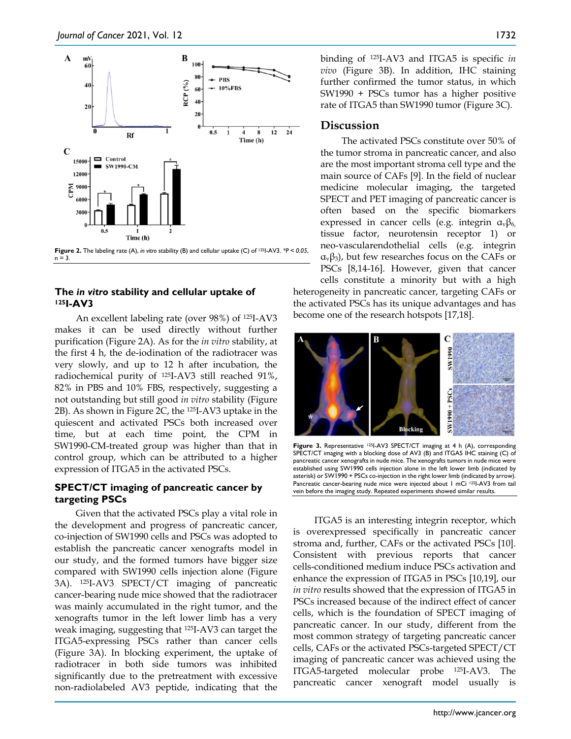Figure 2. The labeling rate (A), *in vitro* stability (B) and cellular uptake (C) of $^{125}$I-AV3. *$P < 0.05$, n = 3.

### The *in vitro* stability and cellular uptake of $^{125}$I-AV3

An excellent labeling rate (over 98%) of $^{125}$I-AV3 makes it can be used directly without further purification (Figure 2A). As for the *in vitro* stability, at the first 4 h, the de-iodination of the radiotracer was very slowly, and up to 12 h after incubation, the radiochemical purity of $^{125}$I-AV3 still reached 91%, 82% in PBS and 10% FBS, respectively, suggesting a not outstanding but still good *in vitro* stability (Figure 2B). As shown in Figure 2C, the $^{125}$I-AV3 uptake in the quiescent and activated PSCs both increased over time, but at each time point, the CPM in SW1990-CM-treated group was higher than that in control group, which can be attributed to a higher expression of ITGA5 in the activated PSCs.

### SPECT/CT imaging of pancreatic cancer by targeting PSCs

Given that the activated PSCs play a vital role in the development and progress of pancreatic cancer, co-injection of SW1990 cells and PSCs was adopted to establish the pancreatic cancer xenografts model in our study, and the formed tumors have bigger size compared with SW1990 cells injection alone (Figure 3A). $^{125}$I-AV3 SPECT/CT imaging of pancreatic cancer-bearing nude mice showed that the radiotracer was mainly accumulated in the right tumor, and the xenografts tumor in the left lower limb has a very weak imaging, suggesting that $^{125}$I-AV3 can target the ITGA5-expressing PSCs rather than cancer cells (Figure 3A). In blocking experiment, the uptake of radiotracer in both side tumors was inhibited significantly due to the pretreatment with excessive non-radiolabeled AV3 peptide, indicating that the binding of $^{125}$I-AV3 and ITGA5 is specific *in vivo* (Figure 3B). In addition, IHC staining further confirmed the tumor status, in which SW1990 + PSCs tumor has a higher positive rate of ITGA5 than SW1990 tumor (Figure 3C).

## Discussion

The activated PSCs constitute over 50% of the tumor stroma in pancreatic cancer, and also are the most important stroma cell type and the main source of CAFs [9]. In the field of nuclear medicine molecular imaging, the targeted SPECT and PET imaging of pancreatic cancer is often based on the specific biomarkers expressed in cancer cells (e.g. integrin $\alpha_v\beta_6$, tissue factor, neurotensin receptor 1) or neo-vascularendothelial cells (e.g. integrin $\alpha_v\beta_3$), but few researches focus on the CAFs or PSCs [8,14-16]. However, given that cancer cells constitute a minority but with a high heterogeneity in pancreatic cancer, targeting CAFs or the activated PSCs has its unique advantages and has become one of the research hotspots [17,18].

Figure 3. Representative $^{125}$I-AV3 SPECT/CT imaging at 4 h (A), corresponding SPECT/CT imaging with a blocking dose of AV3 (B) and ITGA5 IHC staining (C) of pancreatic cancer xenografts in nude mice. The xenografts tumors in nude mice were established using SW1990 cells injection alone in the left lower limb (indicated by asterisk) or SW1990 + PSCs co-injection in the right lower limb (indicated by arrow). Pancreatic cancer-bearing nude mice were injected about 1 mCi $^{125}$I-AV3 from tail vein before the imaging study. Repeated experiments showed similar results.

ITGA5 is an interesting integrin receptor, which is overexpressed specifically in pancreatic cancer stroma and, further, CAFs or the activated PSCs [10]. Consistent with previous reports that cancer cells-conditioned medium induce PSCs activation and enhance the expression of ITGA5 in PSCs [10,19], our *in vitro* results showed that the expression of ITGA5 in PSCs increased because of the indirect effect of cancer cells, which is the foundation of SPECT imaging of pancreatic cancer. In our study, different from the most common strategy of targeting pancreatic cancer cells, CAFs or the activated PSCs-targeted SPECT/CT imaging of pancreatic cancer was achieved using the ITGA5-targeted molecular probe $^{125}$I-AV3. The pancreatic cancer xenograft model usually is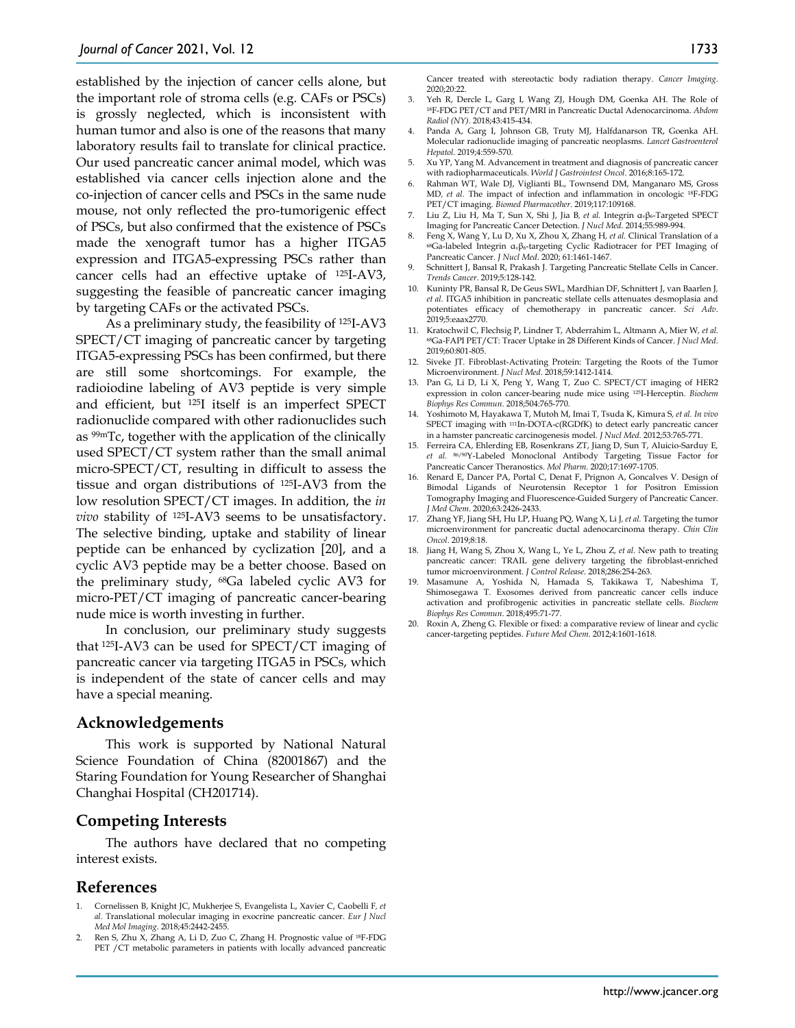established by the injection of cancer cells alone, but the important role of stroma cells (e.g. CAFs or PSCs) is grossly neglected, which is inconsistent with human tumor and also is one of the reasons that many laboratory results fail to translate for clinical practice. Our used pancreatic cancer animal model, which was established via cancer cells injection alone and the co-injection of cancer cells and PSCs in the same nude mouse, not only reflected the pro-tumorigenic effect of PSCs, but also confirmed that the existence of PSCs made the xenograft tumor has a higher ITGA5 expression and ITGA5-expressing PSCs rather than cancer cells had an effective uptake of $^{125}$I-AV3, suggesting the feasible of pancreatic cancer imaging by targeting CAFs or the activated PSCs.

As a preliminary study, the feasibility of $^{125}$I-AV3 SPECT/CT imaging of pancreatic cancer by targeting ITGA5-expressing PSCs has been confirmed, but there are still some shortcomings. For example, the radioiodine labeling of AV3 peptide is very simple and efficient, but $^{125}$I itself is an imperfect SPECT radionuclide compared with other radionuclides such as $^{99m}$Tc, together with the application of the clinically used SPECT/CT system rather than the small animal micro-SPECT/CT, resulting in difficult to assess the tissue and organ distributions of $^{125}$I-AV3 from the low resolution SPECT/CT images. In addition, the *in vivo* stability of $^{125}$I-AV3 seems to be unsatisfactory. The selective binding, uptake and stability of linear peptide can be enhanced by cyclization [20], and a cyclic AV3 peptide may be a better choose. Based on the preliminary study, $^{68}$Ga labeled cyclic AV3 for micro-PET/CT imaging of pancreatic cancer-bearing nude mice is worth investing in further.

In conclusion, our preliminary study suggests that $^{125}$I-AV3 can be used for SPECT/CT imaging of pancreatic cancer via targeting ITGA5 in PSCs, which is independent of the state of cancer cells and may have a special meaning.

## Acknowledgements

This work is supported by National Natural Science Foundation of China (82001867) and the Staring Foundation for Young Researcher of Shanghai Changhai Hospital (CH201714).

## Competing Interests

The authors have declared that no competing interest exists.

## References

1. Cornelissen B, Knight JC, Mukherjee S, Evangelista L, Xavier C, Caobelli F, *et al*. Translational molecular imaging in exocrine pancreatic cancer. *Eur J Nucl Med Mol Imaging*. 2018;45:2442-2455.
2. Ren S, Zhu X, Zhang A, Li D, Zuo C, Zhang H. Prognostic value of $^{18}$F-FDG PET /CT metabolic parameters in patients with locally advanced pancreatic Cancer treated with stereotactic body radiation therapy. *Cancer Imaging*. 2020;20:22.
3. Yeh R, Dercle L, Garg I, Wang ZJ, Hough DM, Goenka AH. The Role of $^{18}$F-FDG PET/CT and PET/MRI in Pancreatic Ductal Adenocarcinoma. *Abdom Radiol (NY)*. 2018;43:415-434.
4. Panda A, Garg I, Johnson GB, Truty MJ, Halfdanarson TR, Goenka AH. Molecular radionuclide imaging of pancreatic neoplasms. *Lancet Gastroenterol Hepatol*. 2019;4:559-570.
5. Xu YP, Yang M. Advancement in treatment and diagnosis of pancreatic cancer with radiopharmaceuticals. *World J Gastrointest Oncol*. 2016;8:165-172.
6. Rahman WT, Wale DJ, Viglianti BL, Townsend DM, Manganaro MS, Gross MD, *et al*. The impact of infection and inflammation in oncologic $^{18}$F-FDG PET/CT imaging. *Biomed Pharmacother*. 2019;117:109168.
7. Liu Z, Liu H, Ma T, Sun X, Shi J, Jia B, *et al.* Integrin $\alpha_v\beta_6$-Targeted SPECT Imaging for Pancreatic Cancer Detection. *J Nucl Med*. 2014;55:989-994.
8. Feng X, Wang Y, Lu D, Xu X, Zhou X, Zhang H, *et al.* Clinical Translation of a $^{68}$Ga-labeled Integrin $\alpha_v\beta_6$-targeting Cyclic Radiotracer for PET Imaging of Pancreatic Cancer. *J Nucl Med*. 2020; 61:1461-1467.
9. Schnittert J, Bansal R, Prakash J. Targeting Pancreatic Stellate Cells in Cancer. *Trends Cancer*. 2019;5:128-142.
10. Kuninty PR, Bansal R, De Geus SWL, Mardhian DF, Schnittert J, van Baarlen J, *et al*. ITGA5 inhibition in pancreatic stellate cells attenuates desmoplasia and potentiates efficacy of chemotherapy in pancreatic cancer. *Sci Adv*. 2019;5:eaax2770.
11. Kratochwil C, Flechsig P, Lindner T, Abderrahim L, Altmann A, Mier W, *et al*. $^{68}$Ga-FAPI PET/CT: Tracer Uptake in 28 Different Kinds of Cancer. *J Nucl Med*. 2019;60:801-805.
12. Siveke JT. Fibroblast-Activating Protein: Targeting the Roots of the Tumor Microenvironment. *J Nucl Med*. 2018;59:1412-1414.
13. Pan G, Li D, Li X, Peng Y, Wang T, Zuo C. SPECT/CT imaging of HER2 expression in colon cancer-bearing nude mice using $^{125}$I-Herceptin. *Biochem Biophys Res Commun*. 2018;504:765-770.
14. Yoshimoto M, Hayakawa T, Mutoh M, Imai T, Tsuda K, Kimura S, *et al*. *In vivo* SPECT imaging with $^{111}$In-DOTA-c(RGDfK) to detect early pancreatic cancer in a hamster pancreatic carcinogenesis model. *J Nucl Med*. 2012;53:765-771.
15. Ferreira CA, Ehlerding EB, Rosenkrans ZT, Jiang D, Sun T, Aluicio-Sarduy E, *et al*. $^{86/90}$Y-Labeled Monoclonal Antibody Targeting Tissue Factor for Pancreatic Cancer Theranostics. *Mol Pharm*. 2020;17:1697-1705.
16. Renard E, Dancer PA, Portal C, Denat F, Prignon A, Goncalves V. Design of Bimodal Ligands of Neurotensin Receptor 1 for Positron Emission Tomography Imaging and Fluorescence-Guided Surgery of Pancreatic Cancer. *J Med Chem*. 2020;63:2426-2433.
17. Zhang YF, Jiang SH, Hu LP, Huang PQ, Wang X, Li J, *et al*. Targeting the tumor microenvironment for pancreatic ductal adenocarcinoma therapy. *Chin Clin Oncol*. 2019;8:18.
18. Jiang H, Wang S, Zhou X, Wang L, Ye L, Zhou Z, *et al*. New path to treating pancreatic cancer: TRAIL gene delivery targeting the fibroblast-enriched tumor microenvironment. *J Control Release*. 2018;286:254-263.
19. Masamune A, Yoshida N, Hamada S, Takikawa T, Nabeshima T, Shimosegawa T. Exosomes derived from pancreatic cancer cells induce activation and profibrogenic activities in pancreatic stellate cells. *Biochem Biophys Res Commun*. 2018;495:71-77.
20. Roxin A, Zheng G. Flexible or fixed: a comparative review of linear and cyclic cancer-targeting peptides. *Future Med Chem*. 2012;4:1601-1618.